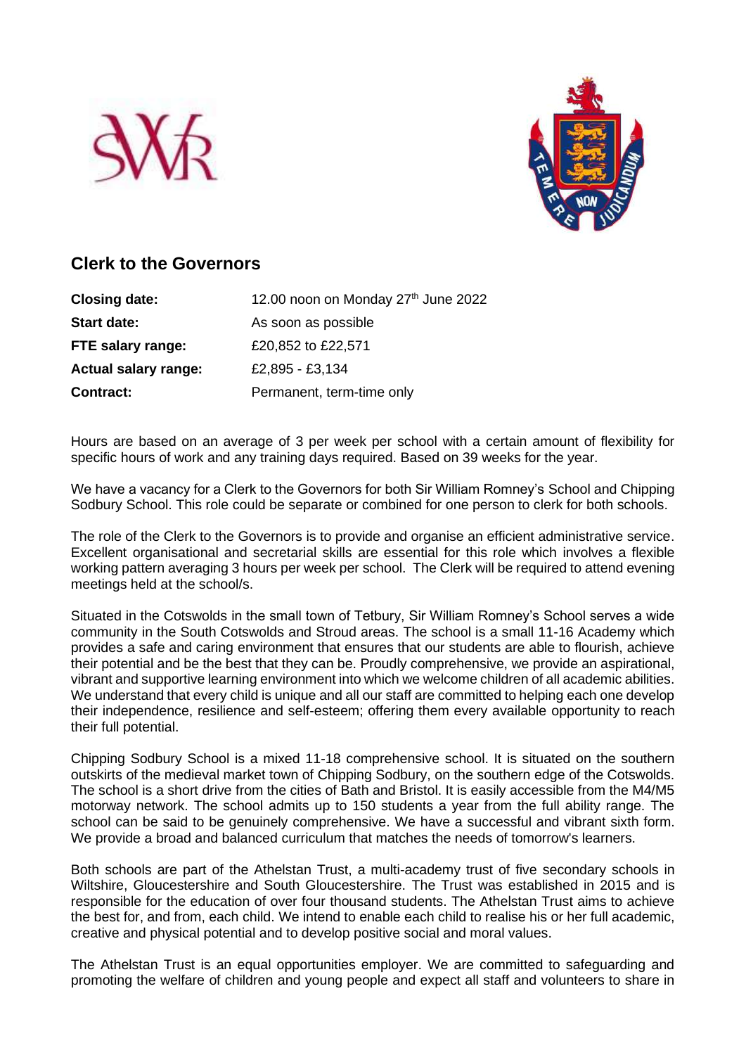## Clerk to the Governors

| | |
|---|---|
| **Closing date:** | 12.00 noon on Monday 27th June 2022 |
| **Start date:** | As soon as possible |
| **FTE salary range:** | £20,852 to £22,571 |
| **Actual salary range:** | £2,895 - £3,134 |
| **Contract:** | Permanent, term-time only |

Hours are based on an average of 3 per week per school with a certain amount of flexibility for specific hours of work and any training days required. Based on 39 weeks for the year.

We have a vacancy for a Clerk to the Governors for both Sir William Romney's School and Chipping Sodbury School. This role could be separate or combined for one person to clerk for both schools.

The role of the Clerk to the Governors is to provide and organise an efficient administrative service. Excellent organisational and secretarial skills are essential for this role which involves a flexible working pattern averaging 3 hours per week per school. The Clerk will be required to attend evening meetings held at the school/s.

Situated in the Cotswolds in the small town of Tetbury, Sir William Romney's School serves a wide community in the South Cotswolds and Stroud areas. The school is a small 11-16 Academy which provides a safe and caring environment that ensures that our students are able to flourish, achieve their potential and be the best that they can be. Proudly comprehensive, we provide an aspirational, vibrant and supportive learning environment into which we welcome children of all academic abilities. We understand that every child is unique and all our staff are committed to helping each one develop their independence, resilience and self-esteem; offering them every available opportunity to reach their full potential.

Chipping Sodbury School is a mixed 11-18 comprehensive school. It is situated on the southern outskirts of the medieval market town of Chipping Sodbury, on the southern edge of the Cotswolds. The school is a short drive from the cities of Bath and Bristol. It is easily accessible from the M4/M5 motorway network. The school admits up to 150 students a year from the full ability range. The school can be said to be genuinely comprehensive. We have a successful and vibrant sixth form. We provide a broad and balanced curriculum that matches the needs of tomorrow's learners.

Both schools are part of the Athelstan Trust, a multi-academy trust of five secondary schools in Wiltshire, Gloucestershire and South Gloucestershire. The Trust was established in 2015 and is responsible for the education of over four thousand students. The Athelstan Trust aims to achieve the best for, and from, each child. We intend to enable each child to realise his or her full academic, creative and physical potential and to develop positive social and moral values.

The Athelstan Trust is an equal opportunities employer. We are committed to safeguarding and promoting the welfare of children and young people and expect all staff and volunteers to share in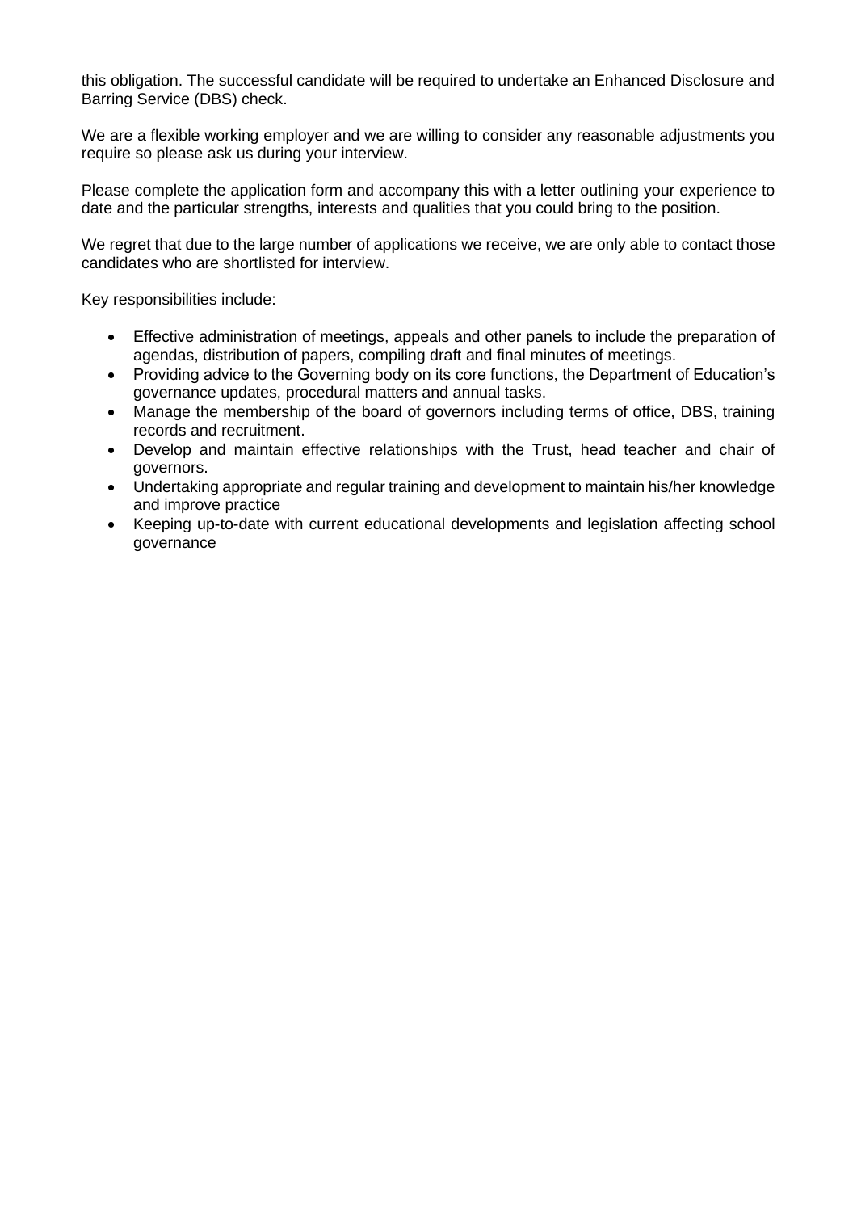this obligation. The successful candidate will be required to undertake an Enhanced Disclosure and Barring Service (DBS) check.

We are a flexible working employer and we are willing to consider any reasonable adjustments you require so please ask us during your interview.

Please complete the application form and accompany this with a letter outlining your experience to date and the particular strengths, interests and qualities that you could bring to the position.

We regret that due to the large number of applications we receive, we are only able to contact those candidates who are shortlisted for interview.

Key responsibilities include:

- Effective administration of meetings, appeals and other panels to include the preparation of agendas, distribution of papers, compiling draft and final minutes of meetings.
- Providing advice to the Governing body on its core functions, the Department of Education's governance updates, procedural matters and annual tasks.
- Manage the membership of the board of governors including terms of office, DBS, training records and recruitment.
- Develop and maintain effective relationships with the Trust, head teacher and chair of governors.
- Undertaking appropriate and regular training and development to maintain his/her knowledge and improve practice
- Keeping up-to-date with current educational developments and legislation affecting school governance